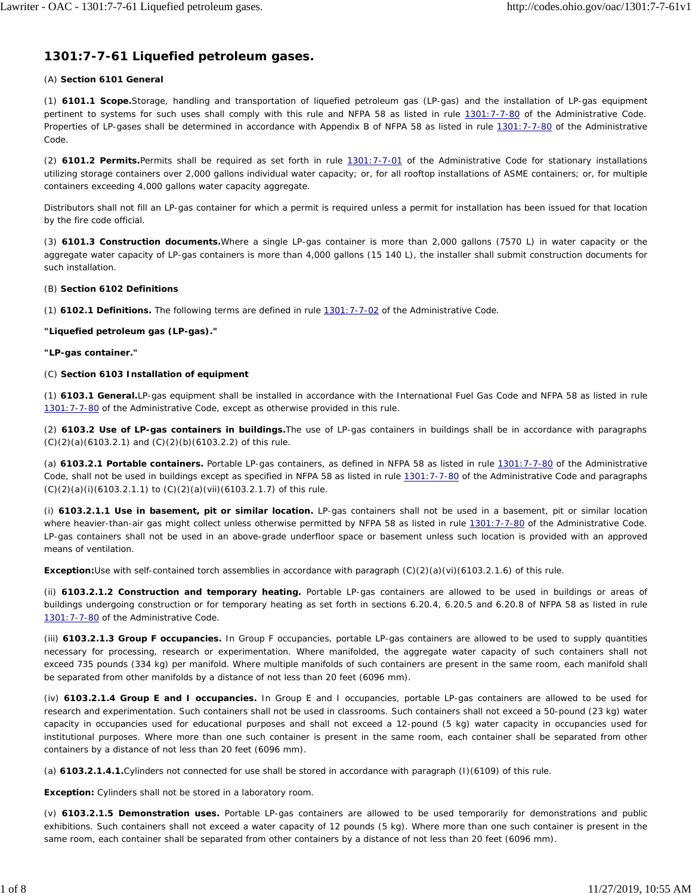# 1301:7-7-61 Liquefied petroleum gases.

(A) **Section 6101 General**

(1) **6101.1 Scope.** Storage, handling and transportation of liquefied petroleum gas (LP-gas) and the installation of LP-gas equipment pertinent to systems for such uses shall comply with this rule and NFPA 58 as listed in rule 1301:7-7-80 of the Administrative Code. Properties of LP-gases shall be determined in accordance with Appendix B of NFPA 58 as listed in rule 1301:7-7-80 of the Administrative Code.

(2) **6101.2 Permits.** Permits shall be required as set forth in rule 1301:7-7-01 of the Administrative Code for stationary installations utilizing storage containers over 2,000 gallons individual water capacity; or, for all rooftop installations of ASME containers; or, for multiple containers exceeding 4,000 gallons water capacity aggregate.

Distributors shall not fill an LP-gas container for which a permit is required unless a permit for installation has been issued for that location by the fire code official.

(3) **6101.3 Construction documents.** Where a single LP-gas container is more than 2,000 gallons (7570 L) in water capacity or the aggregate water capacity of LP-gas containers is more than 4,000 gallons (15 140 L), the installer shall submit construction documents for such installation.

(B) **Section 6102 Definitions**

(1) **6102.1 Definitions.** The following terms are defined in rule 1301:7-7-02 of the Administrative Code.

**"Liquefied petroleum gas (LP-gas)."**

**"LP-gas container."**

(C) **Section 6103 Installation of equipment**

(1) **6103.1 General.** LP-gas equipment shall be installed in accordance with the International Fuel Gas Code and NFPA 58 as listed in rule 1301:7-7-80 of the Administrative Code, except as otherwise provided in this rule.

(2) **6103.2 Use of LP-gas containers in buildings.** The use of LP-gas containers in buildings shall be in accordance with paragraphs (C)(2)(a)(6103.2.1) and (C)(2)(b)(6103.2.2) of this rule.

(a) **6103.2.1 Portable containers.** Portable LP-gas containers, as defined in NFPA 58 as listed in rule 1301:7-7-80 of the Administrative Code, shall not be used in buildings except as specified in NFPA 58 as listed in rule 1301:7-7-80 of the Administrative Code and paragraphs (C)(2)(a)(i)(6103.2.1.1) to (C)(2)(a)(vii)(6103.2.1.7) of this rule.

(i) **6103.2.1.1 Use in basement, pit or similar location.** LP-gas containers shall not be used in a basement, pit or similar location where heavier-than-air gas might collect unless otherwise permitted by NFPA 58 as listed in rule 1301:7-7-80 of the Administrative Code. LP-gas containers shall not be used in an above-grade underfloor space or basement unless such location is provided with an approved means of ventilation.

**Exception:** Use with self-contained torch assemblies in accordance with paragraph (C)(2)(a)(vi)(6103.2.1.6) of this rule.

(ii) **6103.2.1.2 Construction and temporary heating.** Portable LP-gas containers are allowed to be used in buildings or areas of buildings undergoing construction or for temporary heating as set forth in sections 6.20.4, 6.20.5 and 6.20.8 of NFPA 58 as listed in rule 1301:7-7-80 of the Administrative Code.

(iii) **6103.2.1.3 Group F occupancies.** In Group F occupancies, portable LP-gas containers are allowed to be used to supply quantities necessary for processing, research or experimentation. Where manifolded, the aggregate water capacity of such containers shall not exceed 735 pounds (334 kg) per manifold. Where multiple manifolds of such containers are present in the same room, each manifold shall be separated from other manifolds by a distance of not less than 20 feet (6096 mm).

(iv) **6103.2.1.4 Group E and I occupancies.** In Group E and I occupancies, portable LP-gas containers are allowed to be used for research and experimentation. Such containers shall not be used in classrooms. Such containers shall not exceed a 50-pound (23 kg) water capacity in occupancies used for educational purposes and shall not exceed a 12-pound (5 kg) water capacity in occupancies used for institutional purposes. Where more than one such container is present in the same room, each container shall be separated from other containers by a distance of not less than 20 feet (6096 mm).

(a) **6103.2.1.4.1.** Cylinders not connected for use shall be stored in accordance with paragraph (I)(6109) of this rule.

**Exception:** Cylinders shall not be stored in a laboratory room.

(v) **6103.2.1.5 Demonstration uses.** Portable LP-gas containers are allowed to be used temporarily for demonstrations and public exhibitions. Such containers shall not exceed a water capacity of 12 pounds (5 kg). Where more than one such container is present in the same room, each container shall be separated from other containers by a distance of not less than 20 feet (6096 mm).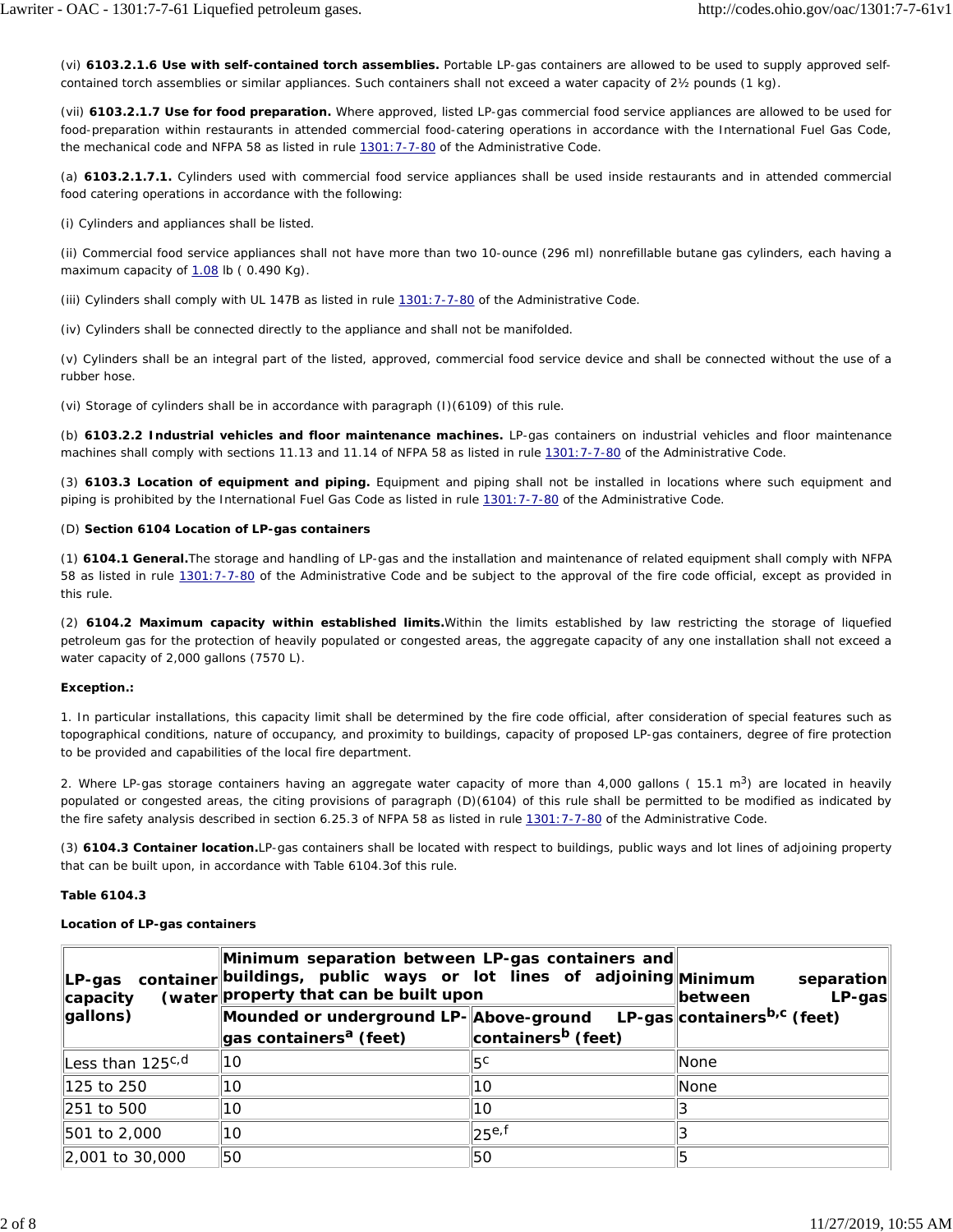(vi) **6103.2.1.6 Use with self-contained torch assemblies.** Portable LP-gas containers are allowed to be used to supply approved self-contained torch assemblies or similar appliances. Such containers shall not exceed a water capacity of 2½ pounds (1 kg).

(vii) **6103.2.1.7 Use for food preparation.** Where approved, listed LP-gas commercial food service appliances are allowed to be used for food-preparation within restaurants in attended commercial food-catering operations in accordance with the International Fuel Gas Code, the mechanical code and NFPA 58 as listed in rule 1301:7-7-80 of the Administrative Code.

(a) **6103.2.1.7.1.** Cylinders used with commercial food service appliances shall be used inside restaurants and in attended commercial food catering operations in accordance with the following:

(i) Cylinders and appliances shall be listed.

(ii) Commercial food service appliances shall not have more than two 10-ounce (296 ml) nonrefillable butane gas cylinders, each having a maximum capacity of 1.08 lb ( 0.490 Kg).

(iii) Cylinders shall comply with UL 147B as listed in rule 1301:7-7-80 of the Administrative Code.

(iv) Cylinders shall be connected directly to the appliance and shall not be manifolded.

(v) Cylinders shall be an integral part of the listed, approved, commercial food service device and shall be connected without the use of a rubber hose.

(vi) Storage of cylinders shall be in accordance with paragraph (I)(6109) of this rule.

(b) **6103.2.2 Industrial vehicles and floor maintenance machines.** LP-gas containers on industrial vehicles and floor maintenance machines shall comply with sections 11.13 and 11.14 of NFPA 58 as listed in rule 1301:7-7-80 of the Administrative Code.

(3) **6103.3 Location of equipment and piping.** Equipment and piping shall not be installed in locations where such equipment and piping is prohibited by the International Fuel Gas Code as listed in rule 1301:7-7-80 of the Administrative Code.

(D) **Section 6104 Location of LP-gas containers**

(1) **6104.1 General.** The storage and handling of LP-gas and the installation and maintenance of related equipment shall comply with NFPA 58 as listed in rule 1301:7-7-80 of the Administrative Code and be subject to the approval of the fire code official, except as provided in this rule.

(2) **6104.2 Maximum capacity within established limits.** Within the limits established by law restricting the storage of liquefied petroleum gas for the protection of heavily populated or congested areas, the aggregate capacity of any one installation shall not exceed a water capacity of 2,000 gallons (7570 L).

**Exception.:**

1. In particular installations, this capacity limit shall be determined by the fire code official, after consideration of special features such as topographical conditions, nature of occupancy, and proximity to buildings, capacity of proposed LP-gas containers, degree of fire protection to be provided and capabilities of the local fire department.

2. Where LP-gas storage containers having an aggregate water capacity of more than 4,000 gallons ( 15.1 $m^3$) are located in heavily populated or congested areas, the citing provisions of paragraph (D)(6104) of this rule shall be permitted to be modified as indicated by the fire safety analysis described in section 6.25.3 of NFPA 58 as listed in rule 1301:7-7-80 of the Administrative Code.

(3) **6104.3 Container location.** LP-gas containers shall be located with respect to buildings, public ways and lot lines of adjoining property that can be built upon, in accordance with Table 6104.3of this rule.

**Table 6104.3**

**Location of LP-gas containers**

| LP-gas container capacity (water gallons) | Minimum separation between LP-gas containers and buildings, public ways or lot lines of adjoining property that can be built upon | | Minimum separation between LP-gas containers[b,c] (feet) |
|---|---|---|---|
| | Mounded or underground LP-gas containers[a] (feet) | Above-ground LP-gas containers[b] (feet) | |
| Less than 125[c,d] | 10 | 5[c] | None |
| 125 to 250 | 10 | 10 | None |
| 251 to 500 | 10 | 10 | 3 |
| 501 to 2,000 | 10 | 25[e,f] | 3 |
| 2,001 to 30,000 | 50 | 50 | 5 |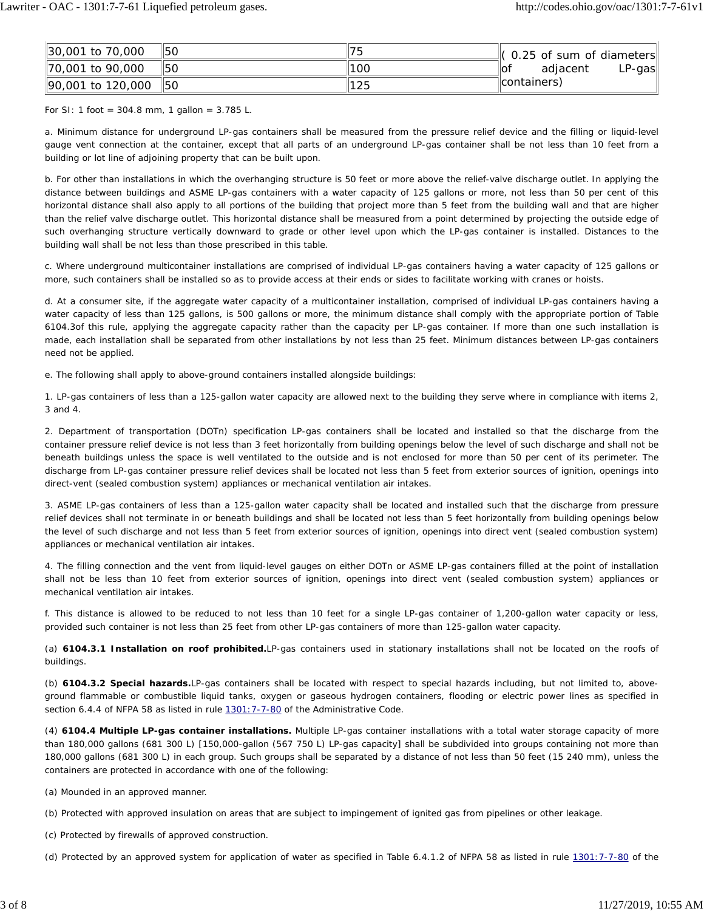| 30,001 to 70,000 | 50 | 75 | ( 0.25 of sum of diameters of adjacent LP-gas containers) |
|---|---|---|---|
| 70,001 to 90,000 | 50 | 100 | |
| 90,001 to 120,000 | 50 | 125 | |

For SI: 1 foot = 304.8 mm, 1 gallon = 3.785 L.

a. Minimum distance for underground LP-gas containers shall be measured from the pressure relief device and the filling or liquid-level gauge vent connection at the container, except that all parts of an underground LP-gas container shall be not less than 10 feet from a building or lot line of adjoining property that can be built upon.

b. For other than installations in which the overhanging structure is 50 feet or more above the relief-valve discharge outlet. In applying the distance between buildings and ASME LP-gas containers with a water capacity of 125 gallons or more, not less than 50 per cent of this horizontal distance shall also apply to all portions of the building that project more than 5 feet from the building wall and that are higher than the relief valve discharge outlet. This horizontal distance shall be measured from a point determined by projecting the outside edge of such overhanging structure vertically downward to grade or other level upon which the LP-gas container is installed. Distances to the building wall shall be not less than those prescribed in this table.

c. Where underground multicontainer installations are comprised of individual LP-gas containers having a water capacity of 125 gallons or more, such containers shall be installed so as to provide access at their ends or sides to facilitate working with cranes or hoists.

d. At a consumer site, if the aggregate water capacity of a multicontainer installation, comprised of individual LP-gas containers having a water capacity of less than 125 gallons, is 500 gallons or more, the minimum distance shall comply with the appropriate portion of Table 6104.3of this rule, applying the aggregate capacity rather than the capacity per LP-gas container. If more than one such installation is made, each installation shall be separated from other installations by not less than 25 feet. Minimum distances between LP-gas containers need not be applied.

e. The following shall apply to above-ground containers installed alongside buildings:

1. LP-gas containers of less than a 125-gallon water capacity are allowed next to the building they serve where in compliance with items 2, 3 and 4.

2. Department of transportation (DOTn) specification LP-gas containers shall be located and installed so that the discharge from the container pressure relief device is not less than 3 feet horizontally from building openings below the level of such discharge and shall not be beneath buildings unless the space is well ventilated to the outside and is not enclosed for more than 50 per cent of its perimeter. The discharge from LP-gas container pressure relief devices shall be located not less than 5 feet from exterior sources of ignition, openings into direct-vent (sealed combustion system) appliances or mechanical ventilation air intakes.

3. ASME LP-gas containers of less than a 125-gallon water capacity shall be located and installed such that the discharge from pressure relief devices shall not terminate in or beneath buildings and shall be located not less than 5 feet horizontally from building openings below the level of such discharge and not less than 5 feet from exterior sources of ignition, openings into direct vent (sealed combustion system) appliances or mechanical ventilation air intakes.

4. The filling connection and the vent from liquid-level gauges on either DOTn or ASME LP-gas containers filled at the point of installation shall not be less than 10 feet from exterior sources of ignition, openings into direct vent (sealed combustion system) appliances or mechanical ventilation air intakes.

f. This distance is allowed to be reduced to not less than 10 feet for a single LP-gas container of 1,200-gallon water capacity or less, provided such container is not less than 25 feet from other LP-gas containers of more than 125-gallon water capacity.

(a) **6104.3.1 Installation on roof prohibited.**LP-gas containers used in stationary installations shall not be located on the roofs of buildings.

(b) **6104.3.2 Special hazards.**LP-gas containers shall be located with respect to special hazards including, but not limited to, above-ground flammable or combustible liquid tanks, oxygen or gaseous hydrogen containers, flooding or electric power lines as specified in section 6.4.4 of NFPA 58 as listed in rule 1301:7-7-80 of the Administrative Code.

(4) **6104.4 Multiple LP-gas container installations.** Multiple LP-gas container installations with a total water storage capacity of more than 180,000 gallons (681 300 L) [150,000-gallon (567 750 L) LP-gas capacity] shall be subdivided into groups containing not more than 180,000 gallons (681 300 L) in each group. Such groups shall be separated by a distance of not less than 50 feet (15 240 mm), unless the containers are protected in accordance with one of the following:

(a) Mounded in an approved manner.

(b) Protected with approved insulation on areas that are subject to impingement of ignited gas from pipelines or other leakage.

(c) Protected by firewalls of approved construction.

(d) Protected by an approved system for application of water as specified in Table 6.4.1.2 of NFPA 58 as listed in rule 1301:7-7-80 of the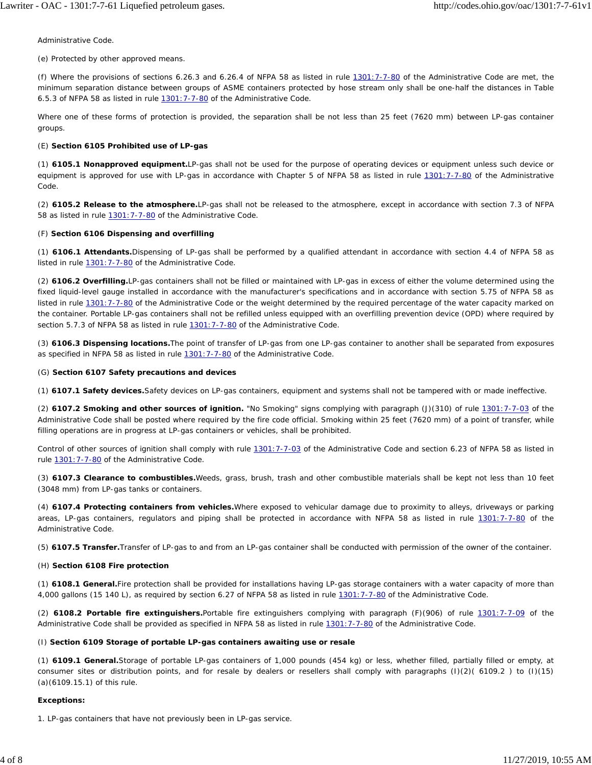Administrative Code.

(e) Protected by other approved means.

(f) Where the provisions of sections 6.26.3 and 6.26.4 of NFPA 58 as listed in rule 1301:7-7-80 of the Administrative Code are met, the minimum separation distance between groups of ASME containers protected by hose stream only shall be one-half the distances in Table 6.5.3 of NFPA 58 as listed in rule 1301:7-7-80 of the Administrative Code.

Where one of these forms of protection is provided, the separation shall be not less than 25 feet (7620 mm) between LP-gas container groups.

(E) **Section 6105 Prohibited use of LP-gas**

(1) **6105.1 Nonapproved equipment.**LP-gas shall not be used for the purpose of operating devices or equipment unless such device or equipment is approved for use with LP-gas in accordance with Chapter 5 of NFPA 58 as listed in rule 1301:7-7-80 of the Administrative Code.

(2) **6105.2 Release to the atmosphere.**LP-gas shall not be released to the atmosphere, except in accordance with section 7.3 of NFPA 58 as listed in rule 1301:7-7-80 of the Administrative Code.

(F) **Section 6106 Dispensing and overfilling**

(1) **6106.1 Attendants.**Dispensing of LP-gas shall be performed by a qualified attendant in accordance with section 4.4 of NFPA 58 as listed in rule 1301:7-7-80 of the Administrative Code.

(2) **6106.2 Overfilling.**LP-gas containers shall not be filled or maintained with LP-gas in excess of either the volume determined using the fixed liquid-level gauge installed in accordance with the manufacturer's specifications and in accordance with section 5.75 of NFPA 58 as listed in rule 1301:7-7-80 of the Administrative Code or the weight determined by the required percentage of the water capacity marked on the container. Portable LP-gas containers shall not be refilled unless equipped with an overfilling prevention device (OPD) where required by section 5.7.3 of NFPA 58 as listed in rule 1301:7-7-80 of the Administrative Code.

(3) **6106.3 Dispensing locations.**The point of transfer of LP-gas from one LP-gas container to another shall be separated from exposures as specified in NFPA 58 as listed in rule 1301:7-7-80 of the Administrative Code.

(G) **Section 6107 Safety precautions and devices**

(1) **6107.1 Safety devices.**Safety devices on LP-gas containers, equipment and systems shall not be tampered with or made ineffective.

(2) **6107.2 Smoking and other sources of ignition.** "No Smoking" signs complying with paragraph (J)(310) of rule 1301:7-7-03 of the Administrative Code shall be posted where required by the fire code official. Smoking within 25 feet (7620 mm) of a point of transfer, while filling operations are in progress at LP-gas containers or vehicles, shall be prohibited.

Control of other sources of ignition shall comply with rule 1301:7-7-03 of the Administrative Code and section 6.23 of NFPA 58 as listed in rule 1301:7-7-80 of the Administrative Code.

(3) **6107.3 Clearance to combustibles.**Weeds, grass, brush, trash and other combustible materials shall be kept not less than 10 feet (3048 mm) from LP-gas tanks or containers.

(4) **6107.4 Protecting containers from vehicles.**Where exposed to vehicular damage due to proximity to alleys, driveways or parking areas, LP-gas containers, regulators and piping shall be protected in accordance with NFPA 58 as listed in rule 1301:7-7-80 of the Administrative Code.

(5) **6107.5 Transfer.**Transfer of LP-gas to and from an LP-gas container shall be conducted with permission of the owner of the container.

(H) **Section 6108 Fire protection**

(1) **6108.1 General.**Fire protection shall be provided for installations having LP-gas storage containers with a water capacity of more than 4,000 gallons (15 140 L), as required by section 6.27 of NFPA 58 as listed in rule 1301:7-7-80 of the Administrative Code.

(2) **6108.2 Portable fire extinguishers.**Portable fire extinguishers complying with paragraph (F)(906) of rule 1301:7-7-09 of the Administrative Code shall be provided as specified in NFPA 58 as listed in rule 1301:7-7-80 of the Administrative Code.

(I) **Section 6109 Storage of portable LP-gas containers awaiting use or resale**

(1) **6109.1 General.**Storage of portable LP-gas containers of 1,000 pounds (454 kg) or less, whether filled, partially filled or empty, at consumer sites or distribution points, and for resale by dealers or resellers shall comply with paragraphs (I)(2)( 6109.2 ) to (I)(15)(a)(6109.15.1) of this rule.

**Exceptions:**

1. LP-gas containers that have not previously been in LP-gas service.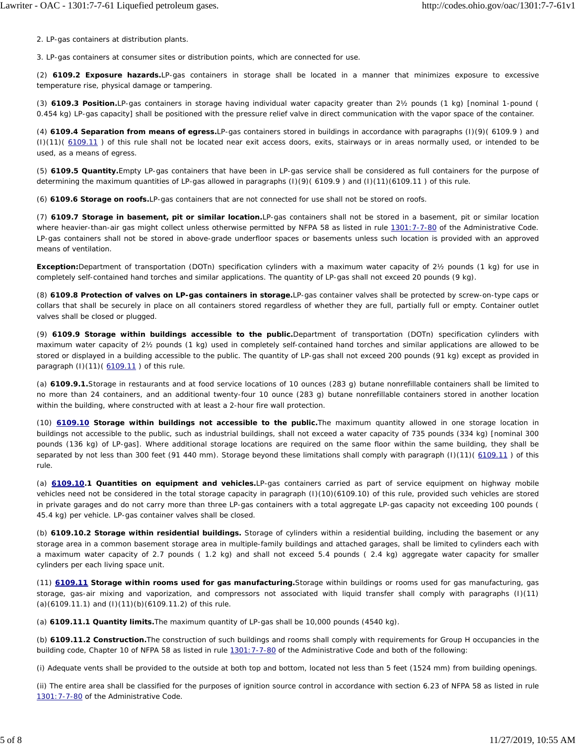2. LP-gas containers at distribution plants.

3. LP-gas containers at consumer sites or distribution points, which are connected for use.

(2) **6109.2 Exposure hazards.** LP-gas containers in storage shall be located in a manner that minimizes exposure to excessive temperature rise, physical damage or tampering.

(3) **6109.3 Position.** LP-gas containers in storage having individual water capacity greater than 2½ pounds (1 kg) [nominal 1-pound ( 0.454 kg) LP-gas capacity] shall be positioned with the pressure relief valve in direct communication with the vapor space of the container.

(4) **6109.4 Separation from means of egress.** LP-gas containers stored in buildings in accordance with paragraphs (I)(9)( 6109.9 ) and (I)(11)( 6109.11 ) of this rule shall not be located near exit access doors, exits, stairways or in areas normally used, or intended to be used, as a means of egress.

(5) **6109.5 Quantity.** Empty LP-gas containers that have been in LP-gas service shall be considered as full containers for the purpose of determining the maximum quantities of LP-gas allowed in paragraphs (I)(9)( 6109.9 ) and (I)(11)(6109.11 ) of this rule.

(6) **6109.6 Storage on roofs.** LP-gas containers that are not connected for use shall not be stored on roofs.

(7) **6109.7 Storage in basement, pit or similar location.** LP-gas containers shall not be stored in a basement, pit or similar location where heavier-than-air gas might collect unless otherwise permitted by NFPA 58 as listed in rule 1301:7-7-80 of the Administrative Code. LP-gas containers shall not be stored in above-grade underfloor spaces or basements unless such location is provided with an approved means of ventilation.

**Exception:** Department of transportation (DOTn) specification cylinders with a maximum water capacity of 2½ pounds (1 kg) for use in completely self-contained hand torches and similar applications. The quantity of LP-gas shall not exceed 20 pounds (9 kg).

(8) **6109.8 Protection of valves on LP-gas containers in storage.** LP-gas container valves shall be protected by screw-on-type caps or collars that shall be securely in place on all containers stored regardless of whether they are full, partially full or empty. Container outlet valves shall be closed or plugged.

(9) **6109.9 Storage within buildings accessible to the public.** Department of transportation (DOTn) specification cylinders with maximum water capacity of 2½ pounds (1 kg) used in completely self-contained hand torches and similar applications are allowed to be stored or displayed in a building accessible to the public. The quantity of LP-gas shall not exceed 200 pounds (91 kg) except as provided in paragraph (I)(11)( 6109.11 ) of this rule.

(a) **6109.9.1.** Storage in restaurants and at food service locations of 10 ounces (283 g) butane nonrefillable containers shall be limited to no more than 24 containers, and an additional twenty-four 10 ounce (283 g) butane nonrefillable containers stored in another location within the building, where constructed with at least a 2-hour fire wall protection.

(10) **6109.10 Storage within buildings not accessible to the public.** The maximum quantity allowed in one storage location in buildings not accessible to the public, such as industrial buildings, shall not exceed a water capacity of 735 pounds (334 kg) [nominal 300 pounds (136 kg) of LP-gas]. Where additional storage locations are required on the same floor within the same building, they shall be separated by not less than 300 feet (91 440 mm). Storage beyond these limitations shall comply with paragraph (I)(11)( 6109.11 ) of this rule.

(a) **6109.10.1 Quantities on equipment and vehicles.** LP-gas containers carried as part of service equipment on highway mobile vehicles need not be considered in the total storage capacity in paragraph (I)(10)(6109.10) of this rule, provided such vehicles are stored in private garages and do not carry more than three LP-gas containers with a total aggregate LP-gas capacity not exceeding 100 pounds ( 45.4 kg) per vehicle. LP-gas container valves shall be closed.

(b) **6109.10.2 Storage within residential buildings.** Storage of cylinders within a residential building, including the basement or any storage area in a common basement storage area in multiple-family buildings and attached garages, shall be limited to cylinders each with a maximum water capacity of 2.7 pounds ( 1.2 kg) and shall not exceed 5.4 pounds ( 2.4 kg) aggregate water capacity for smaller cylinders per each living space unit.

(11) **6109.11 Storage within rooms used for gas manufacturing.** Storage within buildings or rooms used for gas manufacturing, gas storage, gas-air mixing and vaporization, and compressors not associated with liquid transfer shall comply with paragraphs (I)(11)(a)(6109.11.1) and (I)(11)(b)(6109.11.2) of this rule.

(a) **6109.11.1 Quantity limits.** The maximum quantity of LP-gas shall be 10,000 pounds (4540 kg).

(b) **6109.11.2 Construction.** The construction of such buildings and rooms shall comply with requirements for Group H occupancies in the building code, Chapter 10 of NFPA 58 as listed in rule 1301:7-7-80 of the Administrative Code and both of the following:

(i) Adequate vents shall be provided to the outside at both top and bottom, located not less than 5 feet (1524 mm) from building openings.

(ii) The entire area shall be classified for the purposes of ignition source control in accordance with section 6.23 of NFPA 58 as listed in rule 1301:7-7-80 of the Administrative Code.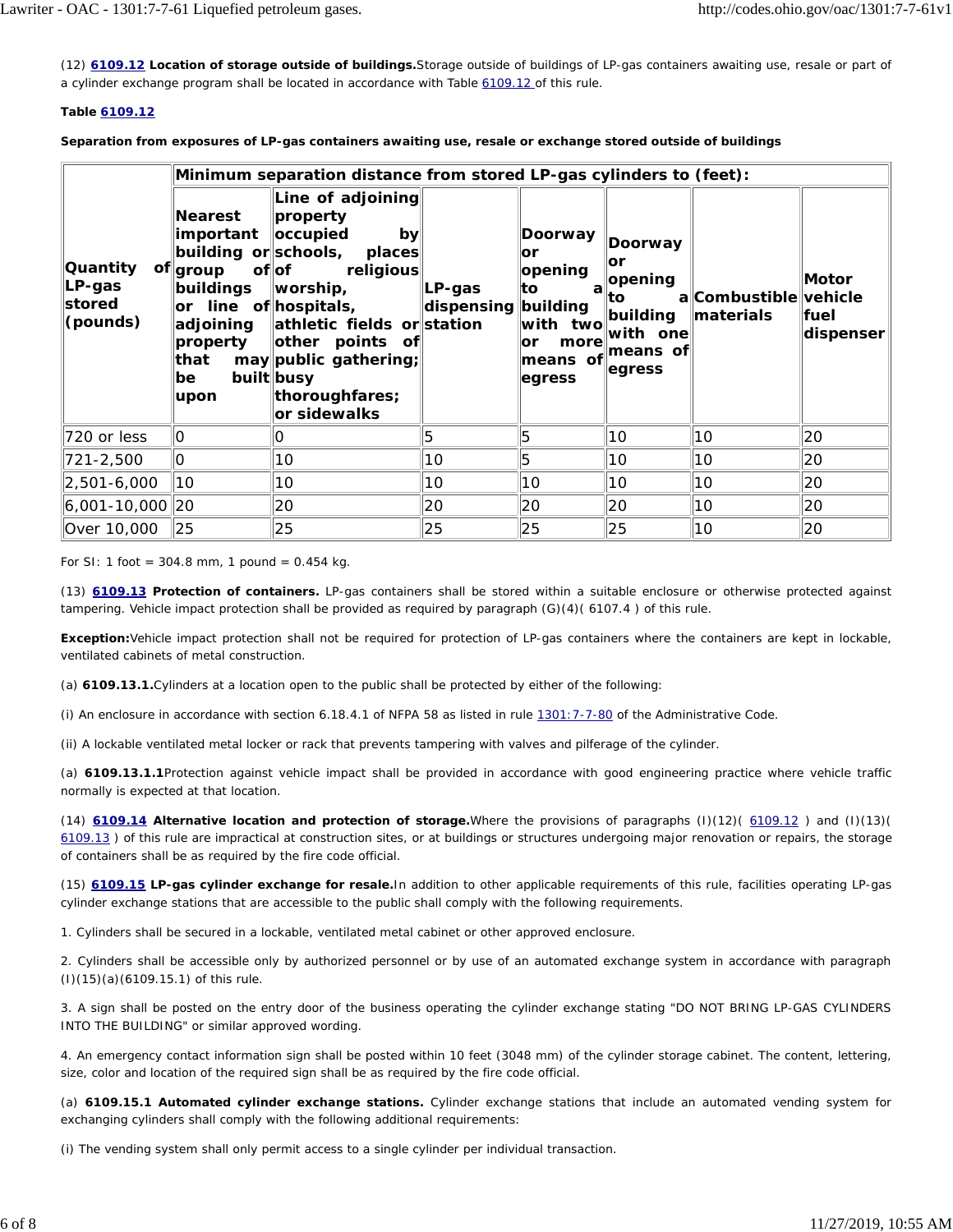(12) **6109.12 Location of storage outside of buildings.** Storage outside of buildings of LP-gas containers awaiting use, resale or part of a cylinder exchange program shall be located in accordance with Table 6109.12 of this rule.

**Table 6109.12**

**Separation from exposures of LP-gas containers awaiting use, resale or exchange stored outside of buildings**

| Quantity of LP-gas stored (pounds) | Minimum separation distance from stored LP-gas cylinders to (feet): | | | | | | |
|---|---|---|---|---|---|---|---|
| | Nearest important building or group of buildings or line of adjoining property that may be built upon | Line of adjoining property occupied by schools, places of religious worship, hospitals, athletic fields or other points of public gathering; busy thoroughfares; or sidewalks | LP-gas dispensing station | Doorway or opening to a building with two or more means of egress | Doorway or opening to a building with one means of egress | Combustible materials | Motor vehicle fuel dispenser |
| 720 or less | 0 | 0 | 5 | 5 | 10 | 10 | 20 |
| 721-2,500 | 0 | 10 | 10 | 5 | 10 | 10 | 20 |
| 2,501-6,000 | 10 | 10 | 10 | 10 | 10 | 10 | 20 |
| 6,001-10,000 | 20 | 20 | 20 | 20 | 20 | 10 | 20 |
| Over 10,000 | 25 | 25 | 25 | 25 | 25 | 10 | 20 |

For SI: 1 foot = 304.8 mm, 1 pound = 0.454 kg.

(13) **6109.13 Protection of containers.** LP-gas containers shall be stored within a suitable enclosure or otherwise protected against tampering. Vehicle impact protection shall be provided as required by paragraph (G)(4)( 6107.4 ) of this rule.

**Exception:** Vehicle impact protection shall not be required for protection of LP-gas containers where the containers are kept in lockable, ventilated cabinets of metal construction.

(a) **6109.13.1.** Cylinders at a location open to the public shall be protected by either of the following:

(i) An enclosure in accordance with section 6.18.4.1 of NFPA 58 as listed in rule 1301:7-7-80 of the Administrative Code.

(ii) A lockable ventilated metal locker or rack that prevents tampering with valves and pilferage of the cylinder.

(a) **6109.13.1.1** Protection against vehicle impact shall be provided in accordance with good engineering practice where vehicle traffic normally is expected at that location.

(14) **6109.14 Alternative location and protection of storage.** Where the provisions of paragraphs (I)(12)( 6109.12 ) and (I)(13)( 6109.13 ) of this rule are impractical at construction sites, or at buildings or structures undergoing major renovation or repairs, the storage of containers shall be as required by the fire code official.

(15) **6109.15 LP-gas cylinder exchange for resale.** In addition to other applicable requirements of this rule, facilities operating LP-gas cylinder exchange stations that are accessible to the public shall comply with the following requirements.

1. Cylinders shall be secured in a lockable, ventilated metal cabinet or other approved enclosure.

2. Cylinders shall be accessible only by authorized personnel or by use of an automated exchange system in accordance with paragraph (I)(15)(a)(6109.15.1) of this rule.

3. A sign shall be posted on the entry door of the business operating the cylinder exchange stating "DO NOT BRING LP-GAS CYLINDERS INTO THE BUILDING" or similar approved wording.

4. An emergency contact information sign shall be posted within 10 feet (3048 mm) of the cylinder storage cabinet. The content, lettering, size, color and location of the required sign shall be as required by the fire code official.

(a) **6109.15.1 Automated cylinder exchange stations.** Cylinder exchange stations that include an automated vending system for exchanging cylinders shall comply with the following additional requirements:

(i) The vending system shall only permit access to a single cylinder per individual transaction.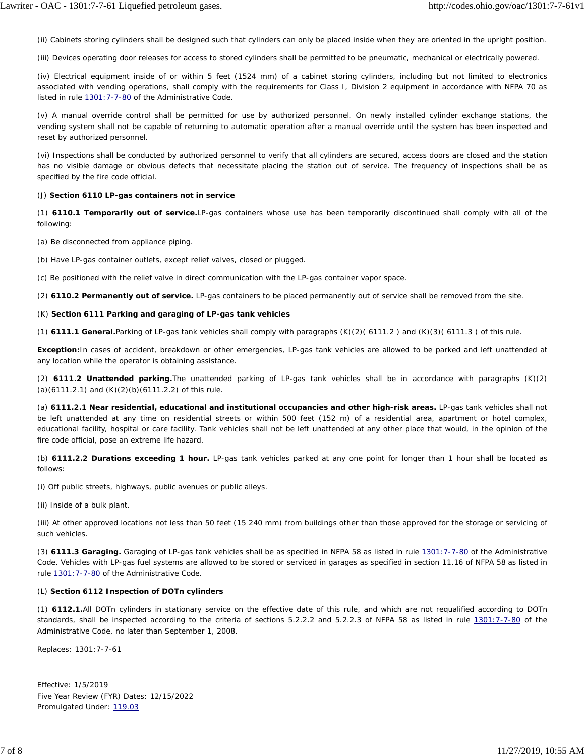(ii) Cabinets storing cylinders shall be designed such that cylinders can only be placed inside when they are oriented in the upright position.

(iii) Devices operating door releases for access to stored cylinders shall be permitted to be pneumatic, mechanical or electrically powered.

(iv) Electrical equipment inside of or within 5 feet (1524 mm) of a cabinet storing cylinders, including but not limited to electronics associated with vending operations, shall comply with the requirements for Class I, Division 2 equipment in accordance with NFPA 70 as listed in rule 1301:7-7-80 of the Administrative Code.

(v) A manual override control shall be permitted for use by authorized personnel. On newly installed cylinder exchange stations, the vending system shall not be capable of returning to automatic operation after a manual override until the system has been inspected and reset by authorized personnel.

(vi) Inspections shall be conducted by authorized personnel to verify that all cylinders are secured, access doors are closed and the station has no visible damage or obvious defects that necessitate placing the station out of service. The frequency of inspections shall be as specified by the fire code official.

(J) **Section 6110 LP-gas containers not in service**

(1) **6110.1 Temporarily out of service.** LP-gas containers whose use has been temporarily discontinued shall comply with all of the following:

(a) Be disconnected from appliance piping.

(b) Have LP-gas container outlets, except relief valves, closed or plugged.

(c) Be positioned with the relief valve in direct communication with the LP-gas container vapor space.

(2) **6110.2 Permanently out of service.** LP-gas containers to be placed permanently out of service shall be removed from the site.

(K) **Section 6111 Parking and garaging of LP-gas tank vehicles**

(1) **6111.1 General.** Parking of LP-gas tank vehicles shall comply with paragraphs (K)(2)( 6111.2 ) and (K)(3)( 6111.3 ) of this rule.

**Exception:** In cases of accident, breakdown or other emergencies, LP-gas tank vehicles are allowed to be parked and left unattended at any location while the operator is obtaining assistance.

(2) **6111.2 Unattended parking.** The unattended parking of LP-gas tank vehicles shall be in accordance with paragraphs (K)(2)(a)(6111.2.1) and (K)(2)(b)(6111.2.2) of this rule.

(a) **6111.2.1 Near residential, educational and institutional occupancies and other high-risk areas.** LP-gas tank vehicles shall not be left unattended at any time on residential streets or within 500 feet (152 m) of a residential area, apartment or hotel complex, educational facility, hospital or care facility. Tank vehicles shall not be left unattended at any other place that would, in the opinion of the fire code official, pose an extreme life hazard.

(b) **6111.2.2 Durations exceeding 1 hour.** LP-gas tank vehicles parked at any one point for longer than 1 hour shall be located as follows:

(i) Off public streets, highways, public avenues or public alleys.

(ii) Inside of a bulk plant.

(iii) At other approved locations not less than 50 feet (15 240 mm) from buildings other than those approved for the storage or servicing of such vehicles.

(3) **6111.3 Garaging.** Garaging of LP-gas tank vehicles shall be as specified in NFPA 58 as listed in rule 1301:7-7-80 of the Administrative Code. Vehicles with LP-gas fuel systems are allowed to be stored or serviced in garages as specified in section 11.16 of NFPA 58 as listed in rule 1301:7-7-80 of the Administrative Code.

(L) **Section 6112 Inspection of DOTn cylinders**

(1) **6112.1.** All DOTn cylinders in stationary service on the effective date of this rule, and which are not requalified according to DOTn standards, shall be inspected according to the criteria of sections 5.2.2.2 and 5.2.2.3 of NFPA 58 as listed in rule 1301:7-7-80 of the Administrative Code, no later than September 1, 2008.

Replaces: 1301:7-7-61

Effective: 1/5/2019
Five Year Review (FYR) Dates: 12/15/2022
Promulgated Under: 119.03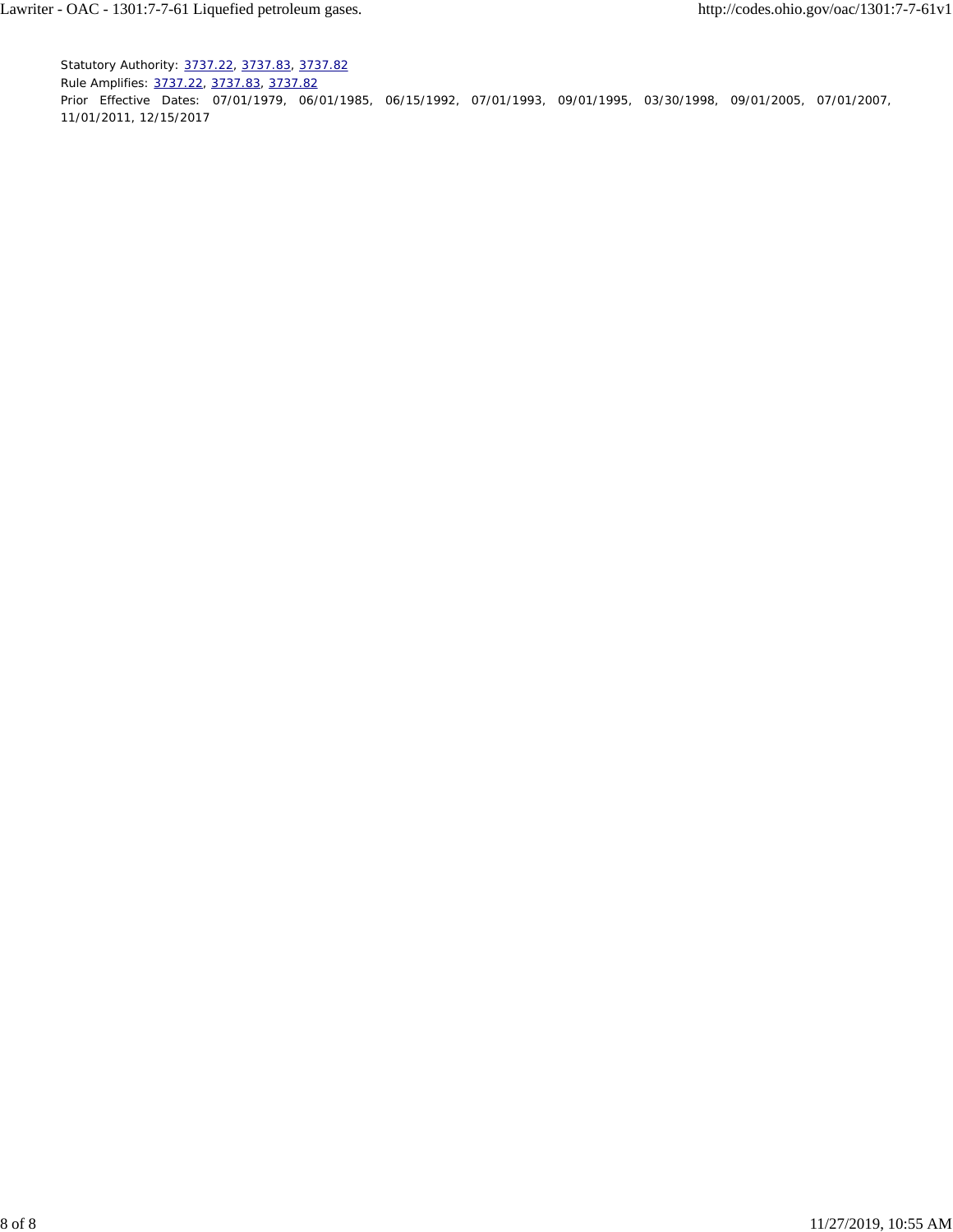Statutory Authority: 3737.22, 3737.83, 3737.82

Rule Amplifies: 3737.22, 3737.83, 3737.82

Prior Effective Dates: 07/01/1979, 06/01/1985, 06/15/1992, 07/01/1993, 09/01/1995, 03/30/1998, 09/01/2005, 07/01/2007, 11/01/2011, 12/15/2017